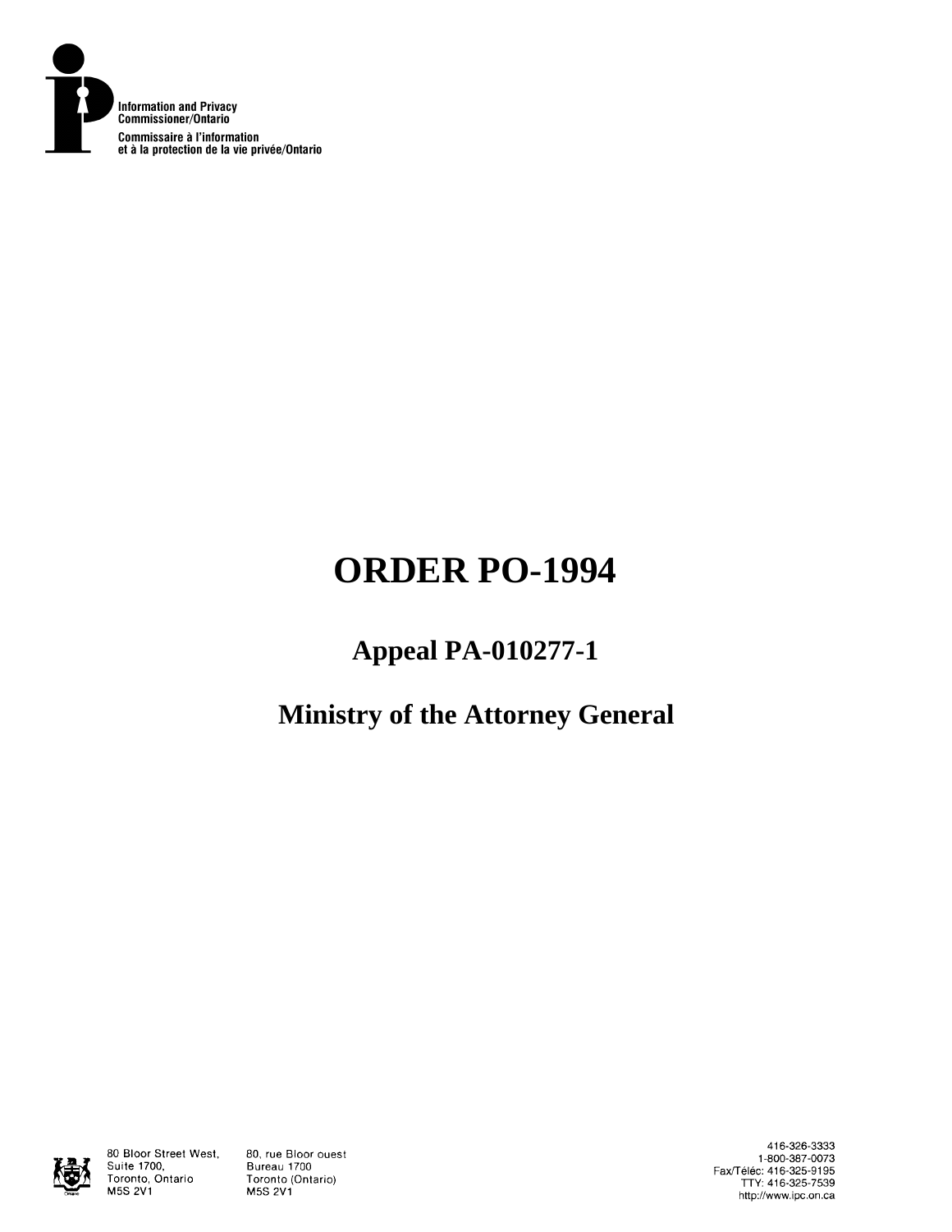Information and Privacy Commissioner/Ontario

Commissaire à l'information et à la protection de la vie privée/Ontario

# ORDER PO-1994

## Appeal PA-010277-1

## Ministry of the Attorney General

80 Bloor Street West, Suite 1700, Toronto, Ontario M5S 2V1

80, rue Bloor ouest Bureau 1700 Toronto (Ontario) M5S 2V1

416-326-3333
1-800-387-0073
Fax/Téléc: 416-325-9195
TTY: 416-325-7539
http://www.ipc.on.ca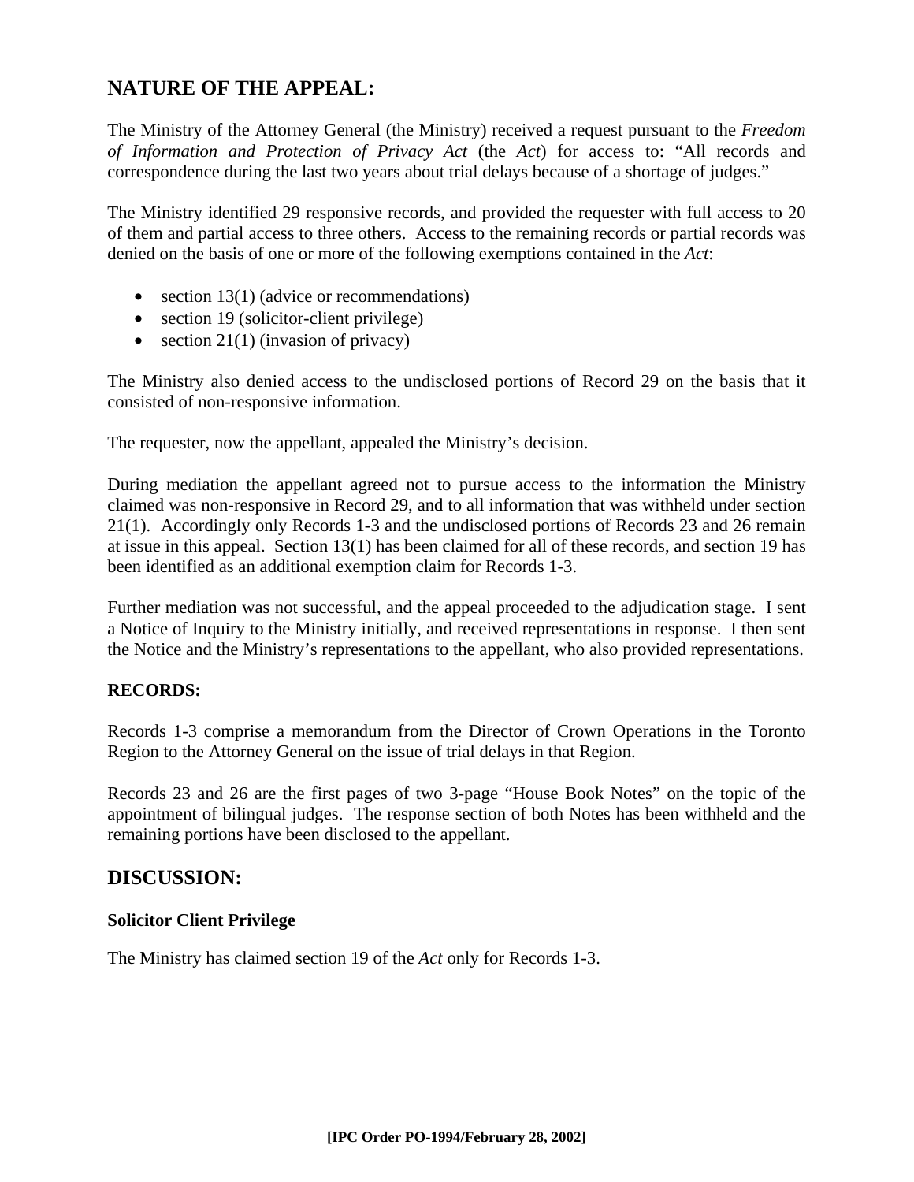## NATURE OF THE APPEAL:

The Ministry of the Attorney General (the Ministry) received a request pursuant to the *Freedom of Information and Protection of Privacy Act* (the *Act*) for access to: "All records and correspondence during the last two years about trial delays because of a shortage of judges."

The Ministry identified 29 responsive records, and provided the requester with full access to 20 of them and partial access to three others. Access to the remaining records or partial records was denied on the basis of one or more of the following exemptions contained in the *Act*:

- section 13(1) (advice or recommendations)
- section 19 (solicitor-client privilege)
- section 21(1) (invasion of privacy)

The Ministry also denied access to the undisclosed portions of Record 29 on the basis that it consisted of non-responsive information.

The requester, now the appellant, appealed the Ministry's decision.

During mediation the appellant agreed not to pursue access to the information the Ministry claimed was non-responsive in Record 29, and to all information that was withheld under section 21(1). Accordingly only Records 1-3 and the undisclosed portions of Records 23 and 26 remain at issue in this appeal. Section 13(1) has been claimed for all of these records, and section 19 has been identified as an additional exemption claim for Records 1-3.

Further mediation was not successful, and the appeal proceeded to the adjudication stage. I sent a Notice of Inquiry to the Ministry initially, and received representations in response. I then sent the Notice and the Ministry's representations to the appellant, who also provided representations.

### RECORDS:

Records 1-3 comprise a memorandum from the Director of Crown Operations in the Toronto Region to the Attorney General on the issue of trial delays in that Region.

Records 23 and 26 are the first pages of two 3-page "House Book Notes" on the topic of the appointment of bilingual judges. The response section of both Notes has been withheld and the remaining portions have been disclosed to the appellant.

## DISCUSSION:

### Solicitor Client Privilege

The Ministry has claimed section 19 of the *Act* only for Records 1-3.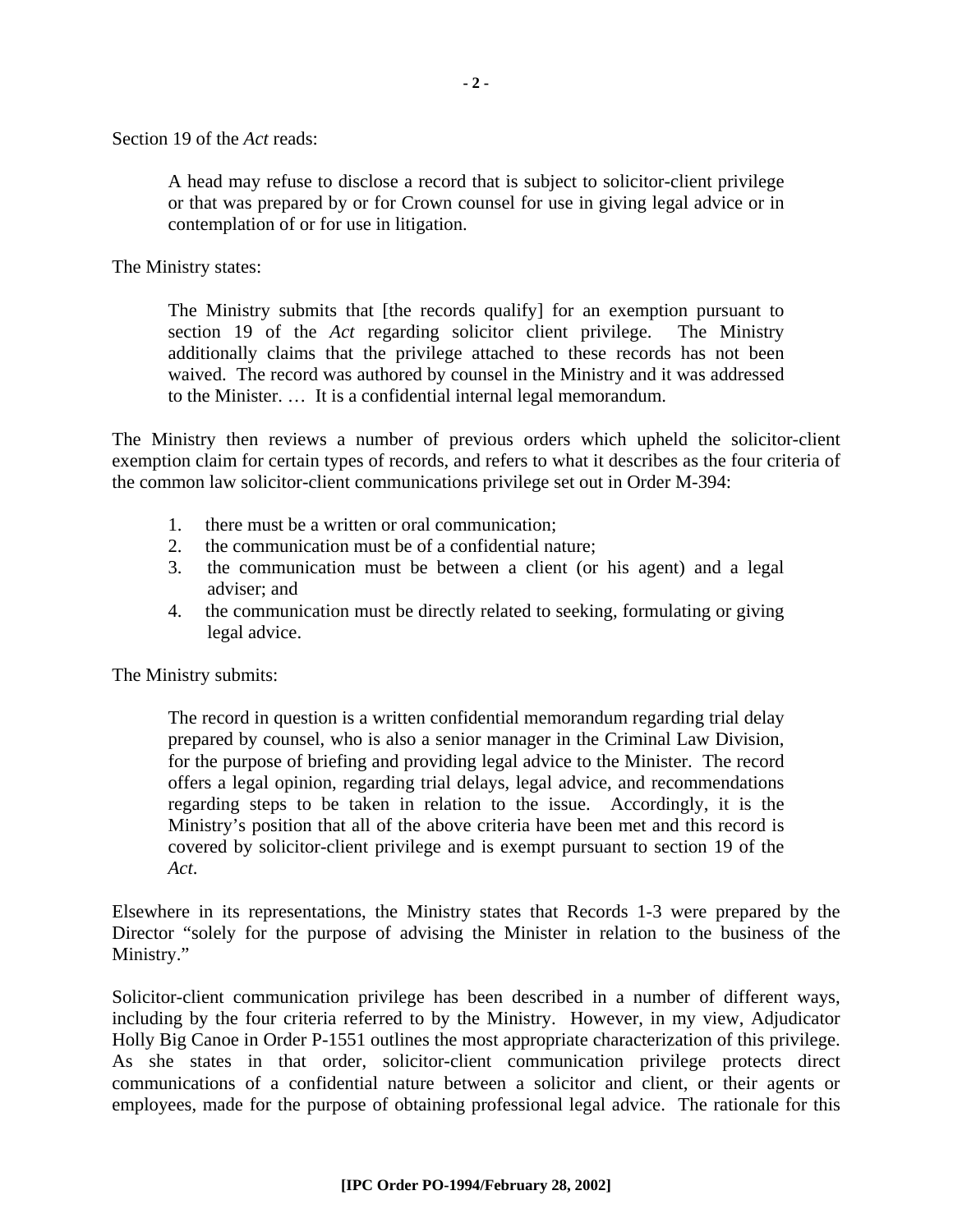Section 19 of the *Act* reads:

> A head may refuse to disclose a record that is subject to solicitor-client privilege or that was prepared by or for Crown counsel for use in giving legal advice or in contemplation of or for use in litigation.

The Ministry states:

> The Ministry submits that [the records qualify] for an exemption pursuant to section 19 of the *Act* regarding solicitor client privilege. The Ministry additionally claims that the privilege attached to these records has not been waived. The record was authored by counsel in the Ministry and it was addressed to the Minister. … It is a confidential internal legal memorandum.

The Ministry then reviews a number of previous orders which upheld the solicitor-client exemption claim for certain types of records, and refers to what it describes as the four criteria of the common law solicitor-client communications privilege set out in Order M-394:

> 1. there must be a written or oral communication;
> 2. the communication must be of a confidential nature;
> 3. the communication must be between a client (or his agent) and a legal adviser; and
> 4. the communication must be directly related to seeking, formulating or giving legal advice.

The Ministry submits:

> The record in question is a written confidential memorandum regarding trial delay prepared by counsel, who is also a senior manager in the Criminal Law Division, for the purpose of briefing and providing legal advice to the Minister. The record offers a legal opinion, regarding trial delays, legal advice, and recommendations regarding steps to be taken in relation to the issue. Accordingly, it is the Ministry's position that all of the above criteria have been met and this record is covered by solicitor-client privilege and is exempt pursuant to section 19 of the *Act*.

Elsewhere in its representations, the Ministry states that Records 1-3 were prepared by the Director "solely for the purpose of advising the Minister in relation to the business of the Ministry."

Solicitor-client communication privilege has been described in a number of different ways, including by the four criteria referred to by the Ministry. However, in my view, Adjudicator Holly Big Canoe in Order P-1551 outlines the most appropriate characterization of this privilege. As she states in that order, solicitor-client communication privilege protects direct communications of a confidential nature between a solicitor and client, or their agents or employees, made for the purpose of obtaining professional legal advice. The rationale for this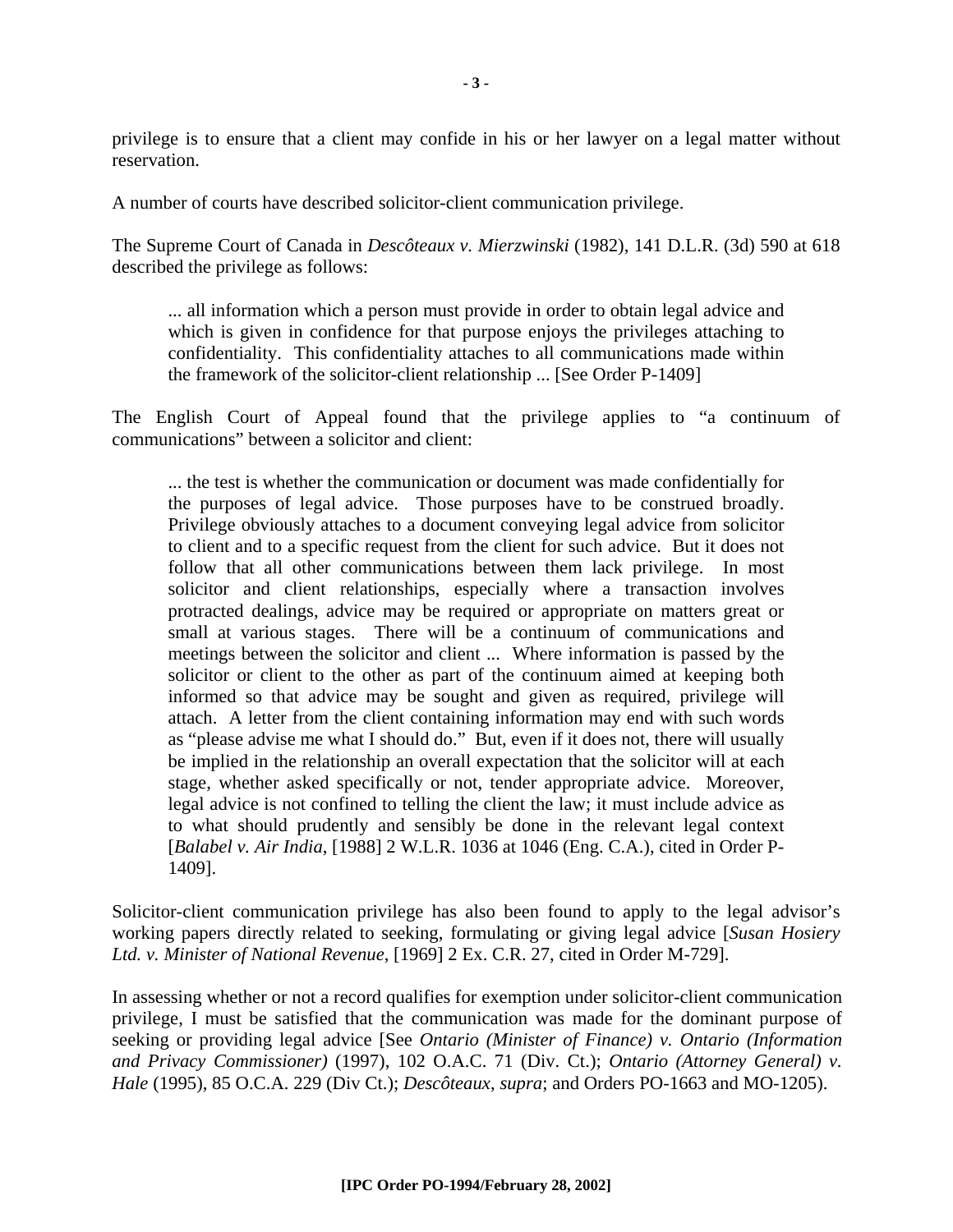privilege is to ensure that a client may confide in his or her lawyer on a legal matter without reservation.

A number of courts have described solicitor-client communication privilege.

The Supreme Court of Canada in *Descôteaux v. Mierzwinski* (1982), 141 D.L.R. (3d) 590 at 618 described the privilege as follows:

> ... all information which a person must provide in order to obtain legal advice and which is given in confidence for that purpose enjoys the privileges attaching to confidentiality. This confidentiality attaches to all communications made within the framework of the solicitor-client relationship ... [See Order P-1409]

The English Court of Appeal found that the privilege applies to "a continuum of communications" between a solicitor and client:

> ... the test is whether the communication or document was made confidentially for the purposes of legal advice. Those purposes have to be construed broadly. Privilege obviously attaches to a document conveying legal advice from solicitor to client and to a specific request from the client for such advice. But it does not follow that all other communications between them lack privilege. In most solicitor and client relationships, especially where a transaction involves protracted dealings, advice may be required or appropriate on matters great or small at various stages. There will be a continuum of communications and meetings between the solicitor and client ... Where information is passed by the solicitor or client to the other as part of the continuum aimed at keeping both informed so that advice may be sought and given as required, privilege will attach. A letter from the client containing information may end with such words as "please advise me what I should do." But, even if it does not, there will usually be implied in the relationship an overall expectation that the solicitor will at each stage, whether asked specifically or not, tender appropriate advice. Moreover, legal advice is not confined to telling the client the law; it must include advice as to what should prudently and sensibly be done in the relevant legal context [*Balabel v. Air India*, [1988] 2 W.L.R. 1036 at 1046 (Eng. C.A.), cited in Order P-1409].

Solicitor-client communication privilege has also been found to apply to the legal advisor's working papers directly related to seeking, formulating or giving legal advice [*Susan Hosiery Ltd. v. Minister of National Revenue*, [1969] 2 Ex. C.R. 27, cited in Order M-729].

In assessing whether or not a record qualifies for exemption under solicitor-client communication privilege, I must be satisfied that the communication was made for the dominant purpose of seeking or providing legal advice [See *Ontario (Minister of Finance) v. Ontario (Information and Privacy Commissioner)* (1997), 102 O.A.C. 71 (Div. Ct.); *Ontario (Attorney General) v. Hale* (1995), 85 O.C.A. 229 (Div Ct.); *Descôteaux*, *supra*; and Orders PO-1663 and MO-1205).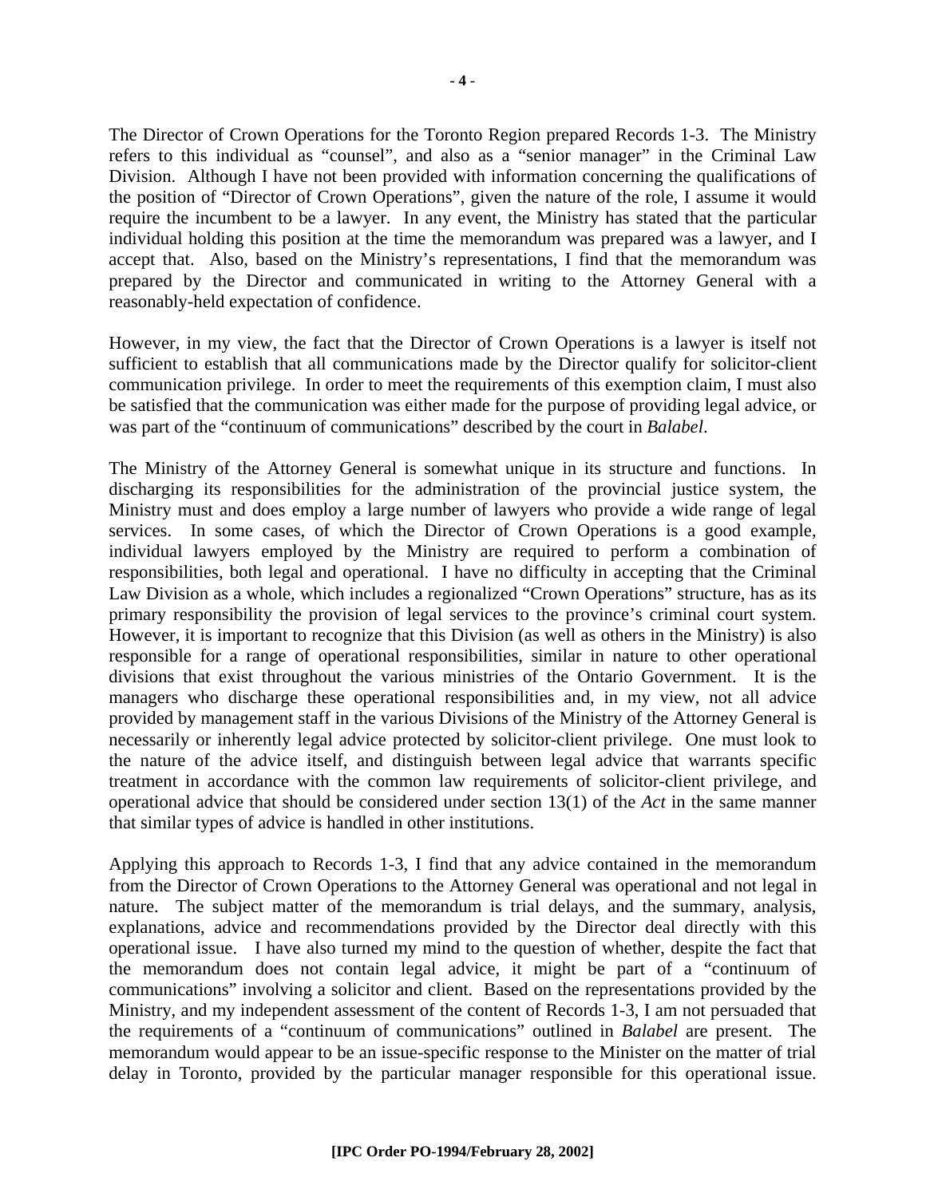The Director of Crown Operations for the Toronto Region prepared Records 1-3. The Ministry refers to this individual as "counsel", and also as a "senior manager" in the Criminal Law Division. Although I have not been provided with information concerning the qualifications of the position of "Director of Crown Operations", given the nature of the role, I assume it would require the incumbent to be a lawyer. In any event, the Ministry has stated that the particular individual holding this position at the time the memorandum was prepared was a lawyer, and I accept that. Also, based on the Ministry's representations, I find that the memorandum was prepared by the Director and communicated in writing to the Attorney General with a reasonably-held expectation of confidence.

However, in my view, the fact that the Director of Crown Operations is a lawyer is itself not sufficient to establish that all communications made by the Director qualify for solicitor-client communication privilege. In order to meet the requirements of this exemption claim, I must also be satisfied that the communication was either made for the purpose of providing legal advice, or was part of the "continuum of communications" described by the court in *Balabel*.

The Ministry of the Attorney General is somewhat unique in its structure and functions. In discharging its responsibilities for the administration of the provincial justice system, the Ministry must and does employ a large number of lawyers who provide a wide range of legal services. In some cases, of which the Director of Crown Operations is a good example, individual lawyers employed by the Ministry are required to perform a combination of responsibilities, both legal and operational. I have no difficulty in accepting that the Criminal Law Division as a whole, which includes a regionalized "Crown Operations" structure, has as its primary responsibility the provision of legal services to the province's criminal court system. However, it is important to recognize that this Division (as well as others in the Ministry) is also responsible for a range of operational responsibilities, similar in nature to other operational divisions that exist throughout the various ministries of the Ontario Government. It is the managers who discharge these operational responsibilities and, in my view, not all advice provided by management staff in the various Divisions of the Ministry of the Attorney General is necessarily or inherently legal advice protected by solicitor-client privilege. One must look to the nature of the advice itself, and distinguish between legal advice that warrants specific treatment in accordance with the common law requirements of solicitor-client privilege, and operational advice that should be considered under section 13(1) of the *Act* in the same manner that similar types of advice is handled in other institutions.

Applying this approach to Records 1-3, I find that any advice contained in the memorandum from the Director of Crown Operations to the Attorney General was operational and not legal in nature. The subject matter of the memorandum is trial delays, and the summary, analysis, explanations, advice and recommendations provided by the Director deal directly with this operational issue. I have also turned my mind to the question of whether, despite the fact that the memorandum does not contain legal advice, it might be part of a "continuum of communications" involving a solicitor and client. Based on the representations provided by the Ministry, and my independent assessment of the content of Records 1-3, I am not persuaded that the requirements of a "continuum of communications" outlined in *Balabel* are present. The memorandum would appear to be an issue-specific response to the Minister on the matter of trial delay in Toronto, provided by the particular manager responsible for this operational issue.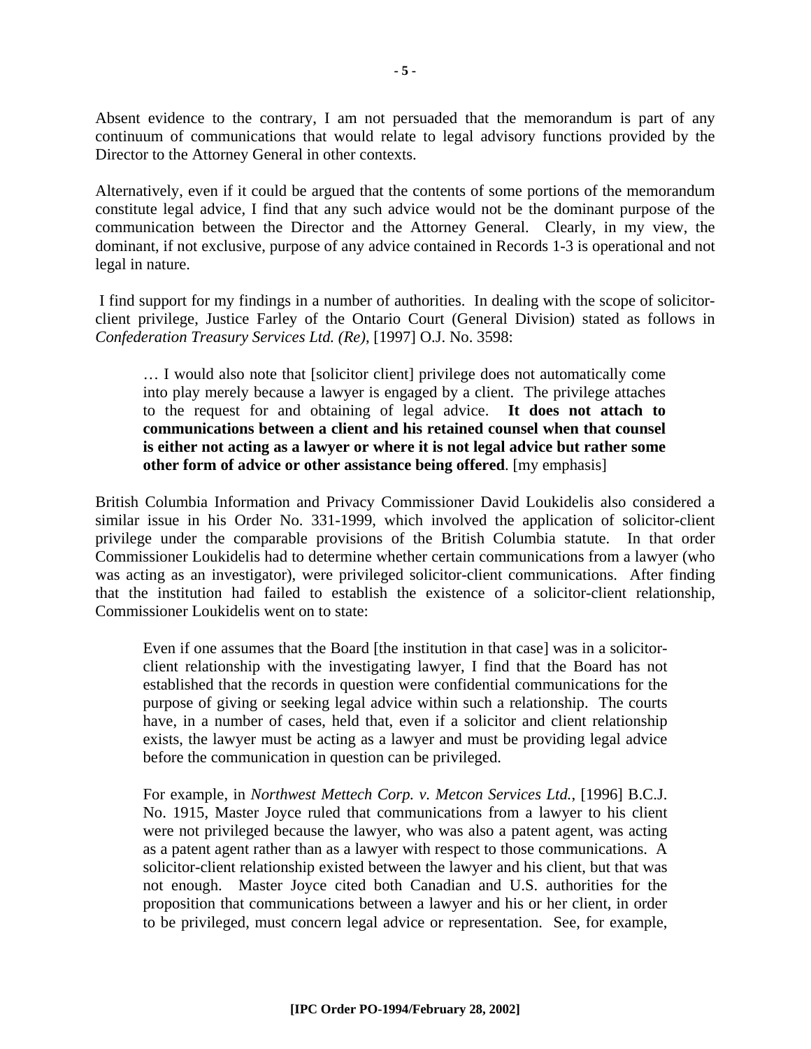Absent evidence to the contrary, I am not persuaded that the memorandum is part of any continuum of communications that would relate to legal advisory functions provided by the Director to the Attorney General in other contexts.

Alternatively, even if it could be argued that the contents of some portions of the memorandum constitute legal advice, I find that any such advice would not be the dominant purpose of the communication between the Director and the Attorney General. Clearly, in my view, the dominant, if not exclusive, purpose of any advice contained in Records 1-3 is operational and not legal in nature.

I find support for my findings in a number of authorities. In dealing with the scope of solicitor-client privilege, Justice Farley of the Ontario Court (General Division) stated as follows in *Confederation Treasury Services Ltd. (Re)*, [1997] O.J. No. 3598:

> … I would also note that [solicitor client] privilege does not automatically come into play merely because a lawyer is engaged by a client. The privilege attaches to the request for and obtaining of legal advice. **It does not attach to communications between a client and his retained counsel when that counsel is either not acting as a lawyer or where it is not legal advice but rather some other form of advice or other assistance being offered**. [my emphasis]

British Columbia Information and Privacy Commissioner David Loukidelis also considered a similar issue in his Order No. 331-1999, which involved the application of solicitor-client privilege under the comparable provisions of the British Columbia statute. In that order Commissioner Loukidelis had to determine whether certain communications from a lawyer (who was acting as an investigator), were privileged solicitor-client communications. After finding that the institution had failed to establish the existence of a solicitor-client relationship, Commissioner Loukidelis went on to state:

> Even if one assumes that the Board [the institution in that case] was in a solicitor-client relationship with the investigating lawyer, I find that the Board has not established that the records in question were confidential communications for the purpose of giving or seeking legal advice within such a relationship. The courts have, in a number of cases, held that, even if a solicitor and client relationship exists, the lawyer must be acting as a lawyer and must be providing legal advice before the communication in question can be privileged.
>
> For example, in *Northwest Mettech Corp. v. Metcon Services Ltd.*, [1996] B.C.J. No. 1915, Master Joyce ruled that communications from a lawyer to his client were not privileged because the lawyer, who was also a patent agent, was acting as a patent agent rather than as a lawyer with respect to those communications. A solicitor-client relationship existed between the lawyer and his client, but that was not enough. Master Joyce cited both Canadian and U.S. authorities for the proposition that communications between a lawyer and his or her client, in order to be privileged, must concern legal advice or representation. See, for example,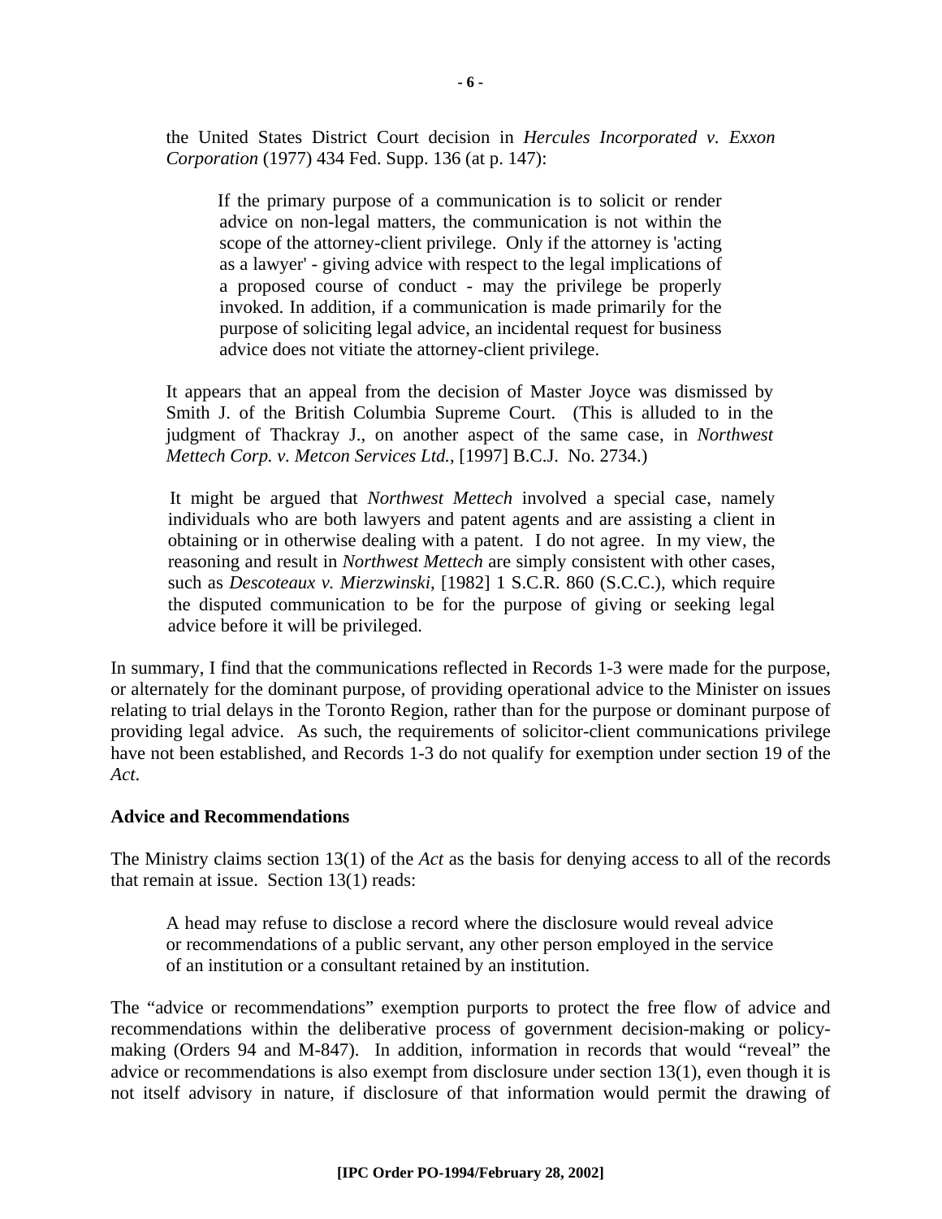the United States District Court decision in *Hercules Incorporated v. Exxon Corporation* (1977) 434 Fed. Supp. 136 (at p. 147):

> If the primary purpose of a communication is to solicit or render advice on non-legal matters, the communication is not within the scope of the attorney-client privilege. Only if the attorney is 'acting as a lawyer' - giving advice with respect to the legal implications of a proposed course of conduct - may the privilege be properly invoked. In addition, if a communication is made primarily for the purpose of soliciting legal advice, an incidental request for business advice does not vitiate the attorney-client privilege.

It appears that an appeal from the decision of Master Joyce was dismissed by Smith J. of the British Columbia Supreme Court. (This is alluded to in the judgment of Thackray J., on another aspect of the same case, in *Northwest Mettech Corp. v. Metcon Services Ltd.*, [1997] B.C.J. No. 2734.)

It might be argued that *Northwest Mettech* involved a special case, namely individuals who are both lawyers and patent agents and are assisting a client in obtaining or in otherwise dealing with a patent. I do not agree. In my view, the reasoning and result in *Northwest Mettech* are simply consistent with other cases, such as *Descoteaux v. Mierzwinski*, [1982] 1 S.C.R. 860 (S.C.C.), which require the disputed communication to be for the purpose of giving or seeking legal advice before it will be privileged.

In summary, I find that the communications reflected in Records 1-3 were made for the purpose, or alternately for the dominant purpose, of providing operational advice to the Minister on issues relating to trial delays in the Toronto Region, rather than for the purpose or dominant purpose of providing legal advice. As such, the requirements of solicitor-client communications privilege have not been established, and Records 1-3 do not qualify for exemption under section 19 of the *Act*.

**Advice and Recommendations**

The Ministry claims section 13(1) of the *Act* as the basis for denying access to all of the records that remain at issue. Section 13(1) reads:

> A head may refuse to disclose a record where the disclosure would reveal advice or recommendations of a public servant, any other person employed in the service of an institution or a consultant retained by an institution.

The "advice or recommendations" exemption purports to protect the free flow of advice and recommendations within the deliberative process of government decision-making or policy-making (Orders 94 and M-847). In addition, information in records that would "reveal" the advice or recommendations is also exempt from disclosure under section 13(1), even though it is not itself advisory in nature, if disclosure of that information would permit the drawing of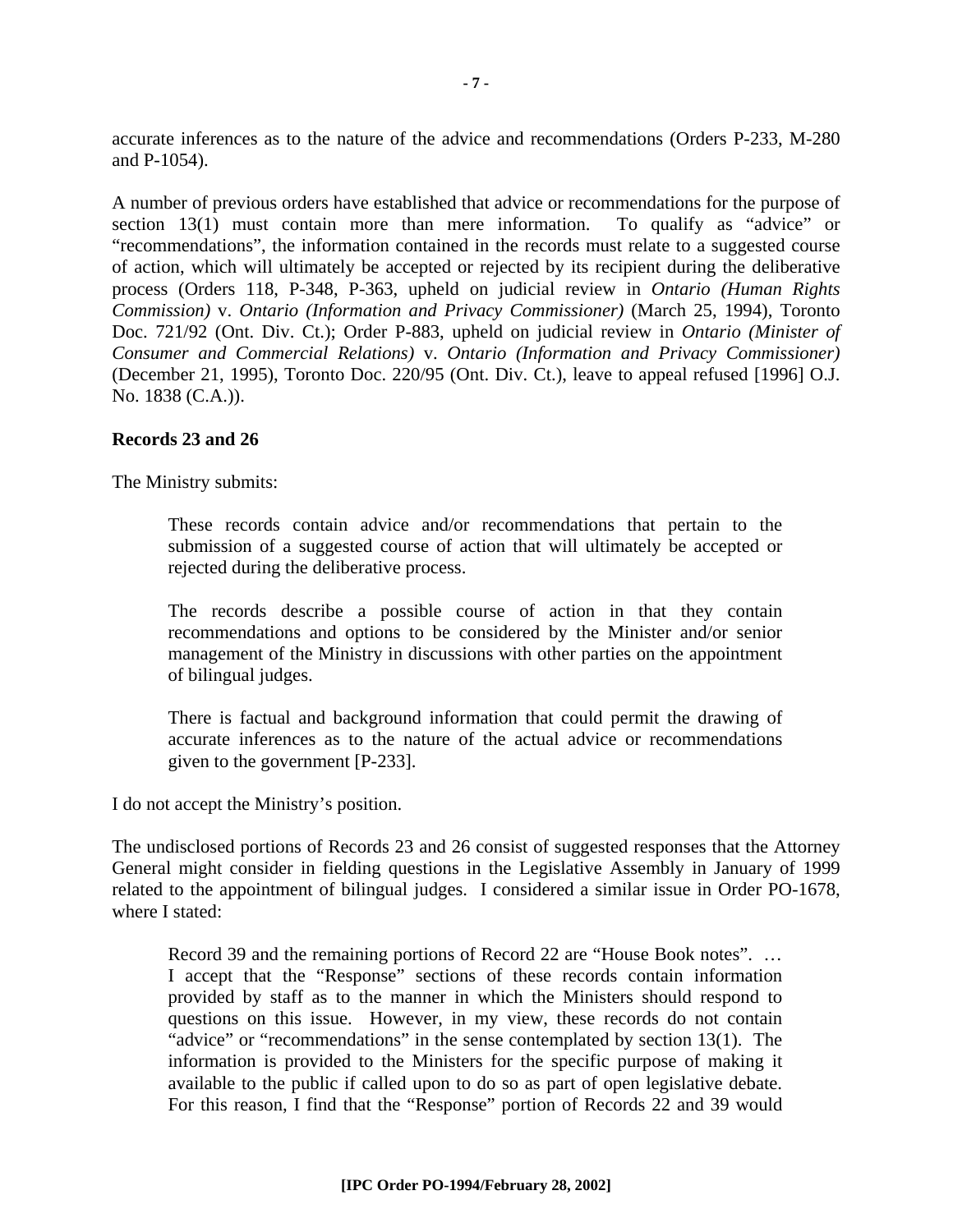accurate inferences as to the nature of the advice and recommendations (Orders P-233, M-280 and P-1054).

A number of previous orders have established that advice or recommendations for the purpose of section 13(1) must contain more than mere information. To qualify as "advice" or "recommendations", the information contained in the records must relate to a suggested course of action, which will ultimately be accepted or rejected by its recipient during the deliberative process (Orders 118, P-348, P-363, upheld on judicial review in *Ontario (Human Rights Commission)* v. *Ontario (Information and Privacy Commissioner)* (March 25, 1994), Toronto Doc. 721/92 (Ont. Div. Ct.); Order P-883, upheld on judicial review in *Ontario (Minister of Consumer and Commercial Relations)* v. *Ontario (Information and Privacy Commissioner)* (December 21, 1995), Toronto Doc. 220/95 (Ont. Div. Ct.), leave to appeal refused [1996] O.J. No. 1838 (C.A.)).

**Records 23 and 26**

The Ministry submits:

> These records contain advice and/or recommendations that pertain to the submission of a suggested course of action that will ultimately be accepted or rejected during the deliberative process.
>
> The records describe a possible course of action in that they contain recommendations and options to be considered by the Minister and/or senior management of the Ministry in discussions with other parties on the appointment of bilingual judges.
>
> There is factual and background information that could permit the drawing of accurate inferences as to the nature of the actual advice or recommendations given to the government [P-233].

I do not accept the Ministry's position.

The undisclosed portions of Records 23 and 26 consist of suggested responses that the Attorney General might consider in fielding questions in the Legislative Assembly in January of 1999 related to the appointment of bilingual judges. I considered a similar issue in Order PO-1678, where I stated:

> Record 39 and the remaining portions of Record 22 are "House Book notes". … I accept that the "Response" sections of these records contain information provided by staff as to the manner in which the Ministers should respond to questions on this issue. However, in my view, these records do not contain "advice" or "recommendations" in the sense contemplated by section 13(1). The information is provided to the Ministers for the specific purpose of making it available to the public if called upon to do so as part of open legislative debate. For this reason, I find that the "Response" portion of Records 22 and 39 would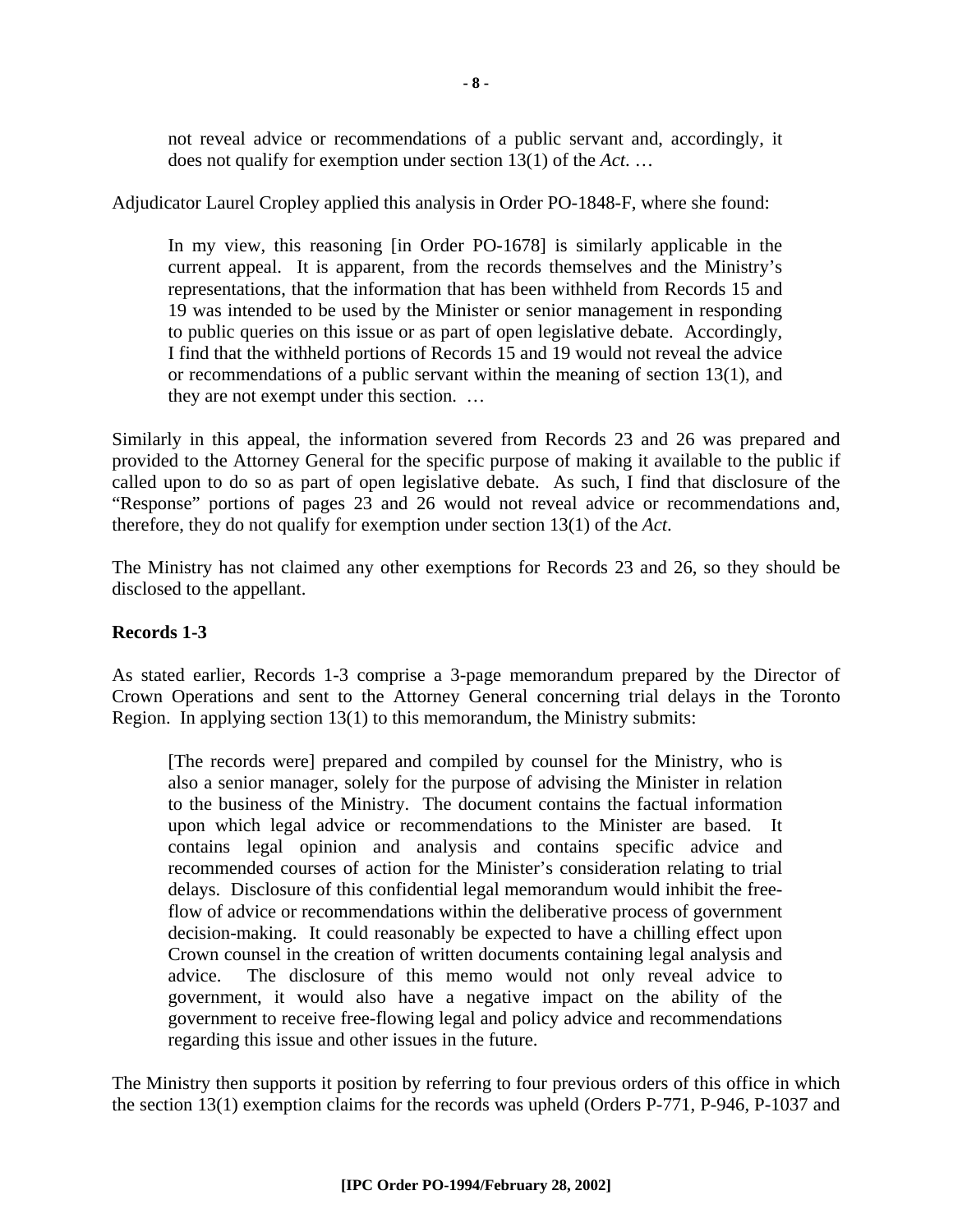> not reveal advice or recommendations of a public servant and, accordingly, it does not qualify for exemption under section 13(1) of the *Act*. …

Adjudicator Laurel Cropley applied this analysis in Order PO-1848-F, where she found:

> In my view, this reasoning [in Order PO-1678] is similarly applicable in the current appeal. It is apparent, from the records themselves and the Ministry's representations, that the information that has been withheld from Records 15 and 19 was intended to be used by the Minister or senior management in responding to public queries on this issue or as part of open legislative debate. Accordingly, I find that the withheld portions of Records 15 and 19 would not reveal the advice or recommendations of a public servant within the meaning of section 13(1), and they are not exempt under this section. …

Similarly in this appeal, the information severed from Records 23 and 26 was prepared and provided to the Attorney General for the specific purpose of making it available to the public if called upon to do so as part of open legislative debate. As such, I find that disclosure of the "Response" portions of pages 23 and 26 would not reveal advice or recommendations and, therefore, they do not qualify for exemption under section 13(1) of the *Act*.

The Ministry has not claimed any other exemptions for Records 23 and 26, so they should be disclosed to the appellant.

**Records 1-3**

As stated earlier, Records 1-3 comprise a 3-page memorandum prepared by the Director of Crown Operations and sent to the Attorney General concerning trial delays in the Toronto Region. In applying section 13(1) to this memorandum, the Ministry submits:

> [The records were] prepared and compiled by counsel for the Ministry, who is also a senior manager, solely for the purpose of advising the Minister in relation to the business of the Ministry. The document contains the factual information upon which legal advice or recommendations to the Minister are based. It contains legal opinion and analysis and contains specific advice and recommended courses of action for the Minister's consideration relating to trial delays. Disclosure of this confidential legal memorandum would inhibit the free-flow of advice or recommendations within the deliberative process of government decision-making. It could reasonably be expected to have a chilling effect upon Crown counsel in the creation of written documents containing legal analysis and advice. The disclosure of this memo would not only reveal advice to government, it would also have a negative impact on the ability of the government to receive free-flowing legal and policy advice and recommendations regarding this issue and other issues in the future.

The Ministry then supports it position by referring to four previous orders of this office in which the section 13(1) exemption claims for the records was upheld (Orders P-771, P-946, P-1037 and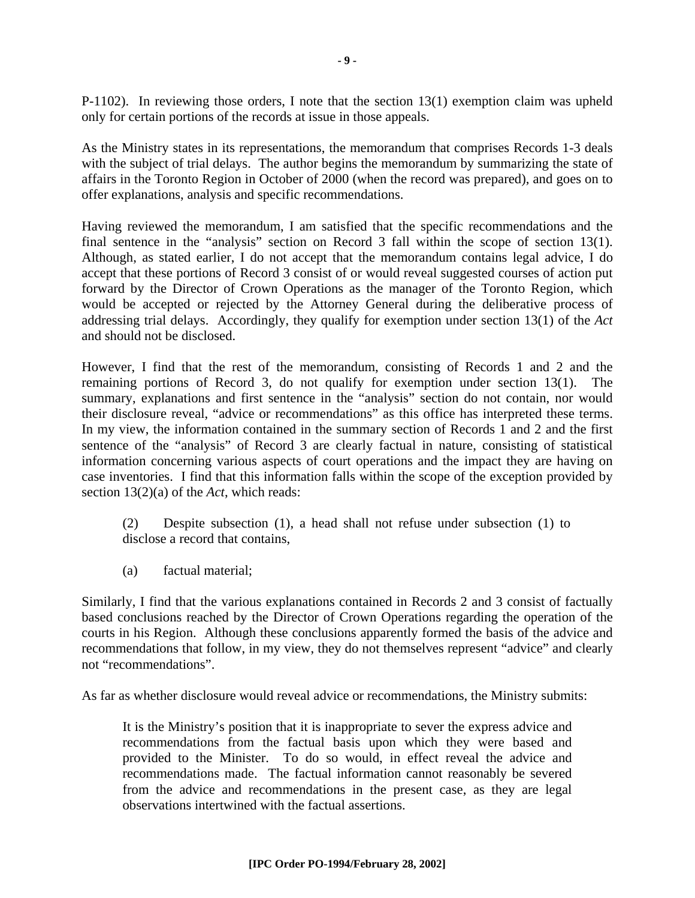P-1102). In reviewing those orders, I note that the section 13(1) exemption claim was upheld only for certain portions of the records at issue in those appeals.

As the Ministry states in its representations, the memorandum that comprises Records 1-3 deals with the subject of trial delays. The author begins the memorandum by summarizing the state of affairs in the Toronto Region in October of 2000 (when the record was prepared), and goes on to offer explanations, analysis and specific recommendations.

Having reviewed the memorandum, I am satisfied that the specific recommendations and the final sentence in the "analysis" section on Record 3 fall within the scope of section 13(1). Although, as stated earlier, I do not accept that the memorandum contains legal advice, I do accept that these portions of Record 3 consist of or would reveal suggested courses of action put forward by the Director of Crown Operations as the manager of the Toronto Region, which would be accepted or rejected by the Attorney General during the deliberative process of addressing trial delays. Accordingly, they qualify for exemption under section 13(1) of the *Act* and should not be disclosed.

However, I find that the rest of the memorandum, consisting of Records 1 and 2 and the remaining portions of Record 3, do not qualify for exemption under section 13(1). The summary, explanations and first sentence in the "analysis" section do not contain, nor would their disclosure reveal, "advice or recommendations" as this office has interpreted these terms. In my view, the information contained in the summary section of Records 1 and 2 and the first sentence of the "analysis" of Record 3 are clearly factual in nature, consisting of statistical information concerning various aspects of court operations and the impact they are having on case inventories. I find that this information falls within the scope of the exception provided by section 13(2)(a) of the *Act*, which reads:

> (2) Despite subsection (1), a head shall not refuse under subsection (1) to disclose a record that contains,
>
> (a) factual material;

Similarly, I find that the various explanations contained in Records 2 and 3 consist of factually based conclusions reached by the Director of Crown Operations regarding the operation of the courts in his Region. Although these conclusions apparently formed the basis of the advice and recommendations that follow, in my view, they do not themselves represent "advice" and clearly not "recommendations".

As far as whether disclosure would reveal advice or recommendations, the Ministry submits:

> It is the Ministry's position that it is inappropriate to sever the express advice and recommendations from the factual basis upon which they were based and provided to the Minister. To do so would, in effect reveal the advice and recommendations made. The factual information cannot reasonably be severed from the advice and recommendations in the present case, as they are legal observations intertwined with the factual assertions.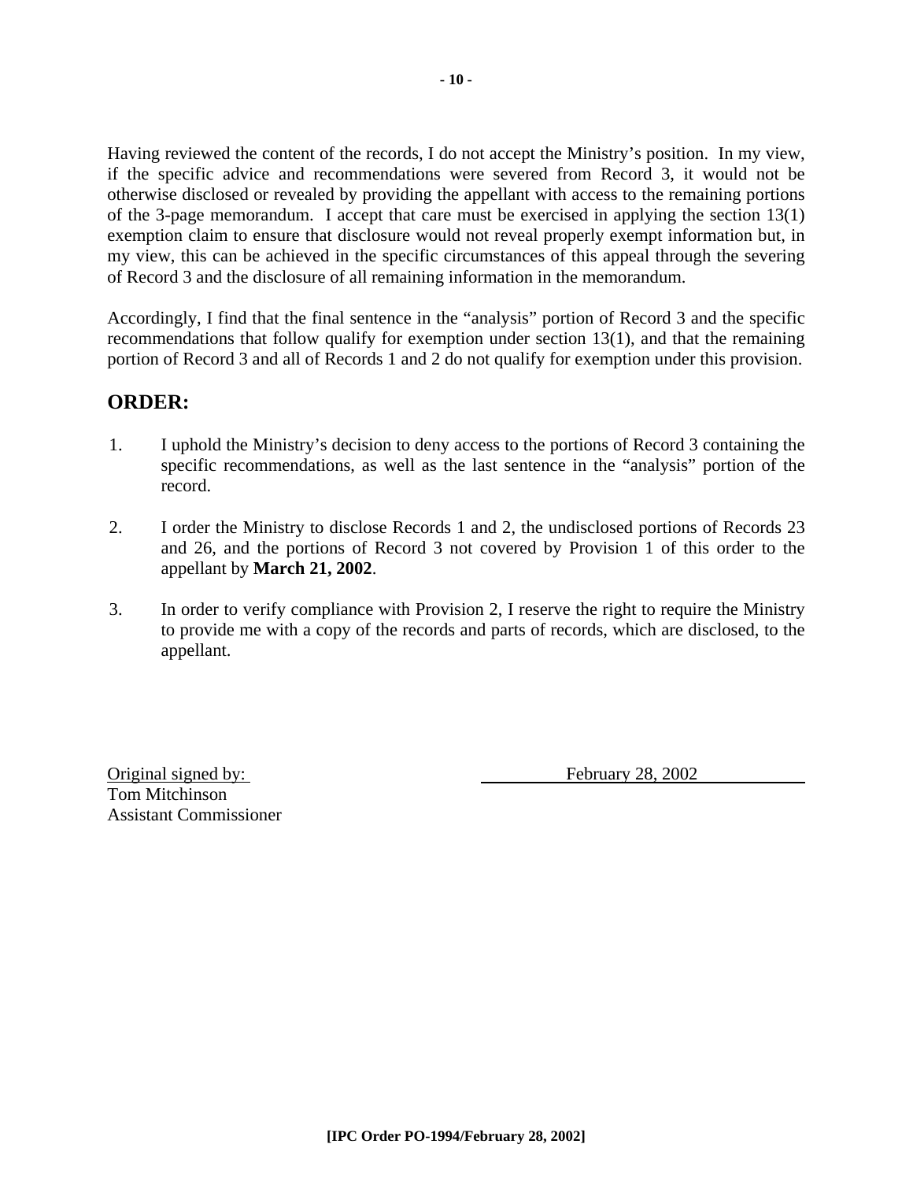Having reviewed the content of the records, I do not accept the Ministry's position. In my view, if the specific advice and recommendations were severed from Record 3, it would not be otherwise disclosed or revealed by providing the appellant with access to the remaining portions of the 3-page memorandum. I accept that care must be exercised in applying the section 13(1) exemption claim to ensure that disclosure would not reveal properly exempt information but, in my view, this can be achieved in the specific circumstances of this appeal through the severing of Record 3 and the disclosure of all remaining information in the memorandum.

Accordingly, I find that the final sentence in the "analysis" portion of Record 3 and the specific recommendations that follow qualify for exemption under section 13(1), and that the remaining portion of Record 3 and all of Records 1 and 2 do not qualify for exemption under this provision.

## ORDER:

1. I uphold the Ministry's decision to deny access to the portions of Record 3 containing the specific recommendations, as well as the last sentence in the "analysis" portion of the record.

2. I order the Ministry to disclose Records 1 and 2, the undisclosed portions of Records 23 and 26, and the portions of Record 3 not covered by Provision 1 of this order to the appellant by **March 21, 2002**.

3. In order to verify compliance with Provision 2, I reserve the right to require the Ministry to provide me with a copy of the records and parts of records, which are disclosed, to the appellant.

Original signed by:
Tom Mitchinson
Assistant Commissioner

February 28, 2002